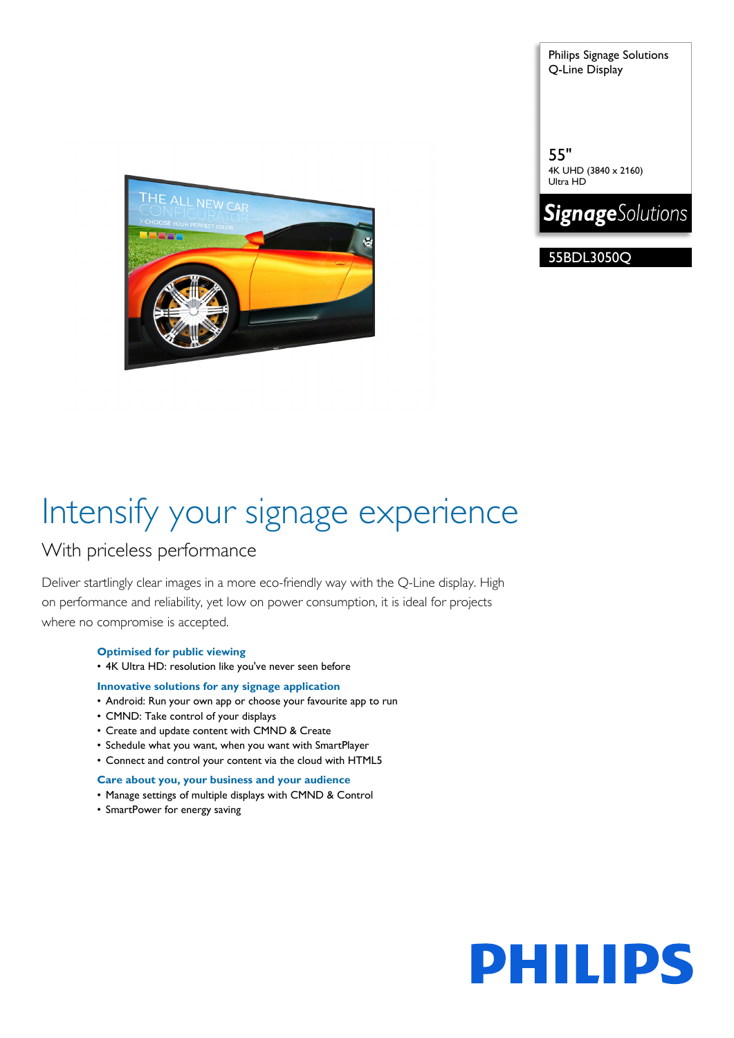Philips Signage Solutions
Q-Line Display

55"
4K UHD (3840 x 2160)
Ultra HD

**Signage***Solutions*

55BDL3050Q

# Intensify your signage experience

## With priceless performance

Deliver startlingly clear images in a more eco-friendly way with the Q-Line display. High on performance and reliability, yet low on power consumption, it is ideal for projects where no compromise is accepted.

**Optimised for public viewing**

- 4K Ultra HD: resolution like you've never seen before

**Innovative solutions for any signage application**

- Android: Run your own app or choose your favourite app to run
- CMND: Take control of your displays
- Create and update content with CMND & Create
- Schedule what you want, when you want with SmartPlayer
- Connect and control your content via the cloud with HTML5

**Care about you, your business and your audience**

- Manage settings of multiple displays with CMND & Control
- SmartPower for energy saving

PHILIPS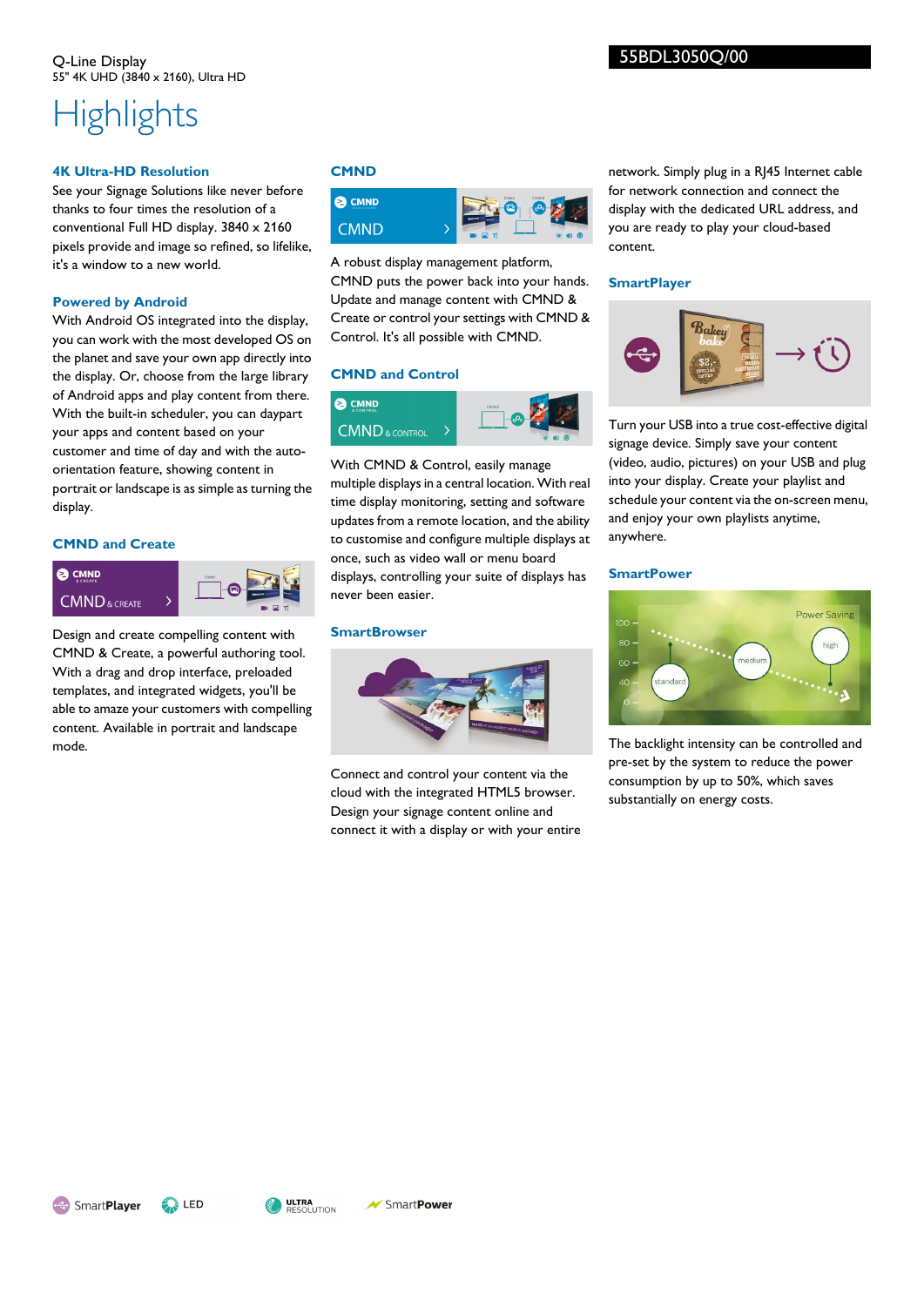Q-Line Display
55" 4K UHD (3840 x 2160), Ultra HD

55BDL3050Q/00

# Highlights

### 4K Ultra-HD Resolution

See your Signage Solutions like never before thanks to four times the resolution of a conventional Full HD display. 3840 x 2160 pixels provide and image so refined, so lifelike, it's a window to a new world.

### Powered by Android

With Android OS integrated into the display, you can work with the most developed OS on the planet and save your own app directly into the display. Or, choose from the large library of Android apps and play content from there. With the built-in scheduler, you can daypart your apps and content based on your customer and time of day and with the auto-orientation feature, showing content in portrait or landscape is as simple as turning the display.

### CMND and Create

Design and create compelling content with CMND & Create, a powerful authoring tool. With a drag and drop interface, preloaded templates, and integrated widgets, you'll be able to amaze your customers with compelling content. Available in portrait and landscape mode.

### CMND

A robust display management platform, CMND puts the power back into your hands. Update and manage content with CMND & Create or control your settings with CMND & Control. It's all possible with CMND.

### CMND and Control

With CMND & Control, easily manage multiple displays in a central location. With real time display monitoring, setting and software updates from a remote location, and the ability to customise and configure multiple displays at once, such as video wall or menu board displays, controlling your suite of displays has never been easier.

### SmartBrowser

Connect and control your content via the cloud with the integrated HTML5 browser. Design your signage content online and connect it with a display or with your entire network. Simply plug in a RJ45 Internet cable for network connection and connect the display with the dedicated URL address, and you are ready to play your cloud-based content.

### SmartPlayer

Turn your USB into a true cost-effective digital signage device. Simply save your content (video, audio, pictures) on your USB and plug into your display. Create your playlist and schedule your content via the on-screen menu, and enjoy your own playlists anytime, anywhere.

### SmartPower

The backlight intensity can be controlled and pre-set by the system to reduce the power consumption by up to 50%, which saves substantially on energy costs.

SmartPlayer | LED | ULTRA RESOLUTION | SmartPower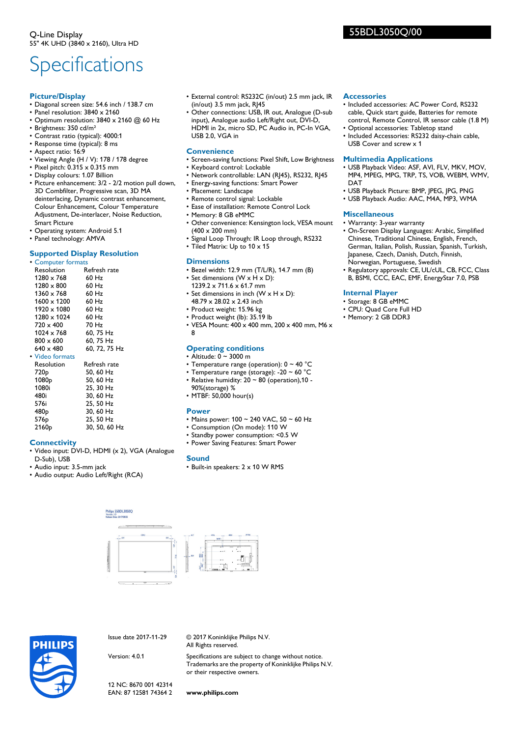Q-Line Display
55" 4K UHD (3840 x 2160), Ultra HD

55BDL3050Q/00

# Specifications

## Picture/Display

- Diagonal screen size: 54.6 inch / 138.7 cm
- Panel resolution: 3840 x 2160
- Optimum resolution: 3840 x 2160 @ 60 Hz
- Brightness: 350 cd/m²
- Contrast ratio (typical): 4000:1
- Response time (typical): 8 ms
- Aspect ratio: 16:9
- Viewing Angle (H / V): 178 / 178 degree
- Pixel pitch: 0.315 x 0.315 mm
- Display colours: 1.07 Billion
- Picture enhancement: 3/2 - 2/2 motion pull down, 3D Combfilter, Progressive scan, 3D MA deinterlacing, Dynamic contrast enhancement, Colour Enhancement, Colour Temperature Adjustment, De-interlacer, Noise Reduction, Smart Picture
- Operating system: Android 5.1
- Panel technology: AMVA

## Supported Display Resolution

- Computer formats

| Resolution | Refresh rate |
|---|---|
| 1280 x 768 | 60 Hz |
| 1280 x 800 | 60 Hz |
| 1360 x 768 | 60 Hz |
| 1600 x 1200 | 60 Hz |
| 1920 x 1080 | 60 Hz |
| 1280 x 1024 | 60 Hz |
| 720 x 400 | 70 Hz |
| 1024 x 768 | 60, 75 Hz |
| 800 x 600 | 60, 75 Hz |
| 640 x 480 | 60, 72, 75 Hz |

- Video formats

| Resolution | Refresh rate |
|---|---|
| 720p | 50, 60 Hz |
| 1080p | 50, 60 Hz |
| 1080i | 25, 30 Hz |
| 480i | 30, 60 Hz |
| 576i | 25, 50 Hz |
| 480p | 30, 60 Hz |
| 576p | 25, 50 Hz |
| 2160p | 30, 50, 60 Hz |

## Connectivity

- Video input: DVI-D, HDMI (x 2), VGA (Analogue D-Sub), USB
- Audio input: 3.5-mm jack
- Audio output: Audio Left/Right (RCA)
- External control: RS232C (in/out) 2.5 mm jack, IR (in/out) 3.5 mm jack, RJ45
- Other connections: USB, IR out, Analogue (D-sub input), Analogue audio Left/Right out, DVI-D, HDMI in 2x, micro SD, PC Audio in, PC-In VGA, USB 2.0, VGA in

## Convenience

- Screen-saving functions: Pixel Shift, Low Brightness
- Keyboard control: Lockable
- Network controllable: LAN (RJ45), RS232, RJ45
- Energy-saving functions: Smart Power
- Placement: Landscape
- Remote control signal: Lockable
- Ease of installation: Remote Control Lock
- Memory: 8 GB eMMC
- Other convenience: Kensington lock, VESA mount (400 x 200 mm)
- Signal Loop Through: IR Loop through, RS232
- Tiled Matrix: Up to 10 x 15

## Dimensions

- Bezel width: 12.9 mm (T/L/R), 14.7 mm (B)
- Set dimensions (W x H x D): 1239.2 x 711.6 x 61.7 mm
- Set dimensions in inch (W x H x D): 48.79 x 28.02 x 2.43 inch
- Product weight: 15.96 kg
- Product weight (lb): 35.19 lb
- VESA Mount: 400 x 400 mm, 200 x 400 mm, M6 x 8

## Operating conditions

- Altitude: 0 ~ 3000 m
- Temperature range (operation): 0 ~ 40 °C
- Temperature range (storage): -20 ~ 60 °C
- Relative humidity: 20 ~ 80 (operation),10 - 90%(storage) %
- MTBF: 50,000 hour(s)

## Power

- Mains power: 100 ~ 240 VAC, 50 ~ 60 Hz
- Consumption (On mode): 110 W
- Standby power consumption: <0.5 W
- Power Saving Features: Smart Power

## Sound

- Built-in speakers: 2 x 10 W RMS

## Accessories

- Included accessories: AC Power Cord, RS232 cable, Quick start guide, Batteries for remote control, Remote Control, IR sensor cable (1.8 M)
- Optional accessories: Tabletop stand
- Included Accessories: RS232 daisy-chain cable, USB Cover and screw x 1

## Multimedia Applications

- USB Playback Video: ASF, AVI, FLV, MKV, MOV, MP4, MPEG, MPG, TRP, TS, VOB, WEBM, WMV, DAT
- USB Playback Picture: BMP, JPEG, JPG, PNG
- USB Playback Audio: AAC, M4A, MP3, WMA

## Miscellaneous

- Warranty: 3-year warranty
- On-Screen Display Languages: Arabic, Simplified Chinese, Traditional Chinese, English, French, German, Italian, Polish, Russian, Spanish, Turkish, Japanese, Czech, Danish, Dutch, Finnish, Norwegian, Portuguese, Swedish
- Regulatory approvals: CE, UL/cUL, CB, FCC, Class B, BSMI, CCC, EAC, EMF, EnergyStar 7.0, PSB

## Internal Player

- Storage: 8 GB eMMC
- CPU: Quad Core Full HD
- Memory: 2 GB DDR3

Issue date 2017-11-29

Version: 4.0.1

12 NC: 8670 001 42314
EAN: 87 12581 74364 2

© 2017 Koninklijke Philips N.V.
All Rights reserved.

Specifications are subject to change without notice. Trademarks are the property of Koninklijke Philips N.V. or their respective owners.

www.philips.com